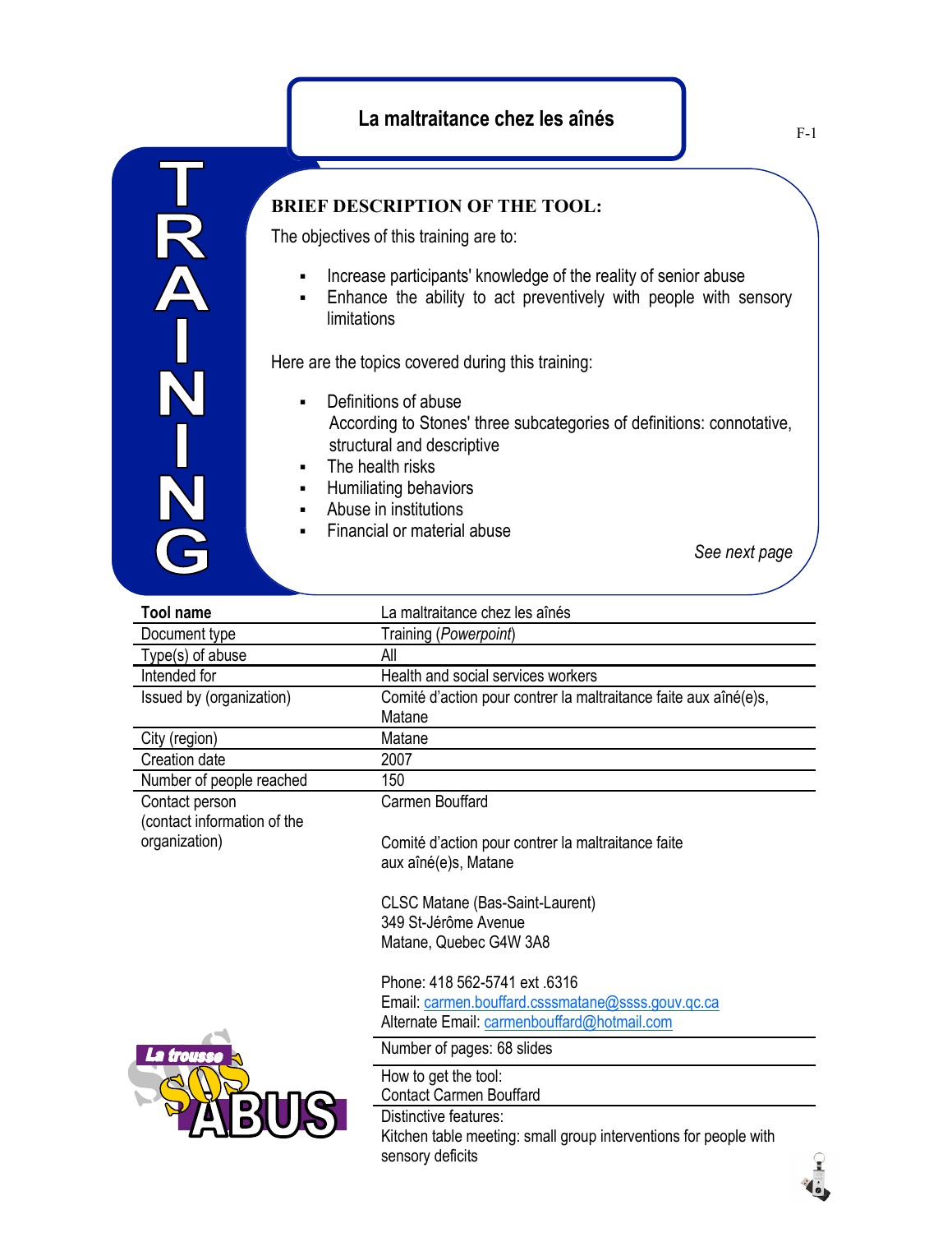# La maltraitance chez les aînés

F-1

**TRAINING**

## BRIEF DESCRIPTION OF THE TOOL:

The objectives of this training are to:

- Increase participants' knowledge of the reality of senior abuse
- Enhance the ability to act preventively with people with sensory limitations

Here are the topics covered during this training:

- Definitions of abuse
  According to Stones' three subcategories of definitions: connotative, structural and descriptive
- The health risks
- Humiliating behaviors
- Abuse in institutions
- Financial or material abuse

*See next page*

| **Tool name** | La maltraitance chez les aînés |
|---|---|
| Document type | Training (*Powerpoint*) |
| Type(s) of abuse | All |
| Intended for | Health and social services workers |
| Issued by (organization) | Comité d'action pour contrer la maltraitance faite aux aîné(e)s, Matane |
| City (region) | Matane |
| Creation date | 2007 |
| Number of people reached | 150 |
| Contact person (contact information of the organization) | Carmen Bouffard<br><br>Comité d'action pour contrer la maltraitance faite aux aîné(e)s, Matane<br><br>CLSC Matane (Bas-Saint-Laurent)<br>349 St-Jérôme Avenue<br>Matane, Quebec G4W 3A8<br><br>Phone: 418 562-5741 ext .6316<br>Email: carmen.bouffard.csssmatane@ssss.gouv.qc.ca<br>Alternate Email: carmenbouffard@hotmail.com |
| | Number of pages: 68 slides |
| | How to get the tool:<br>Contact Carmen Bouffard |
| | Distinctive features:<br>Kitchen table meeting: small group interventions for people with sensory deficits |

La trousse SOS ABUS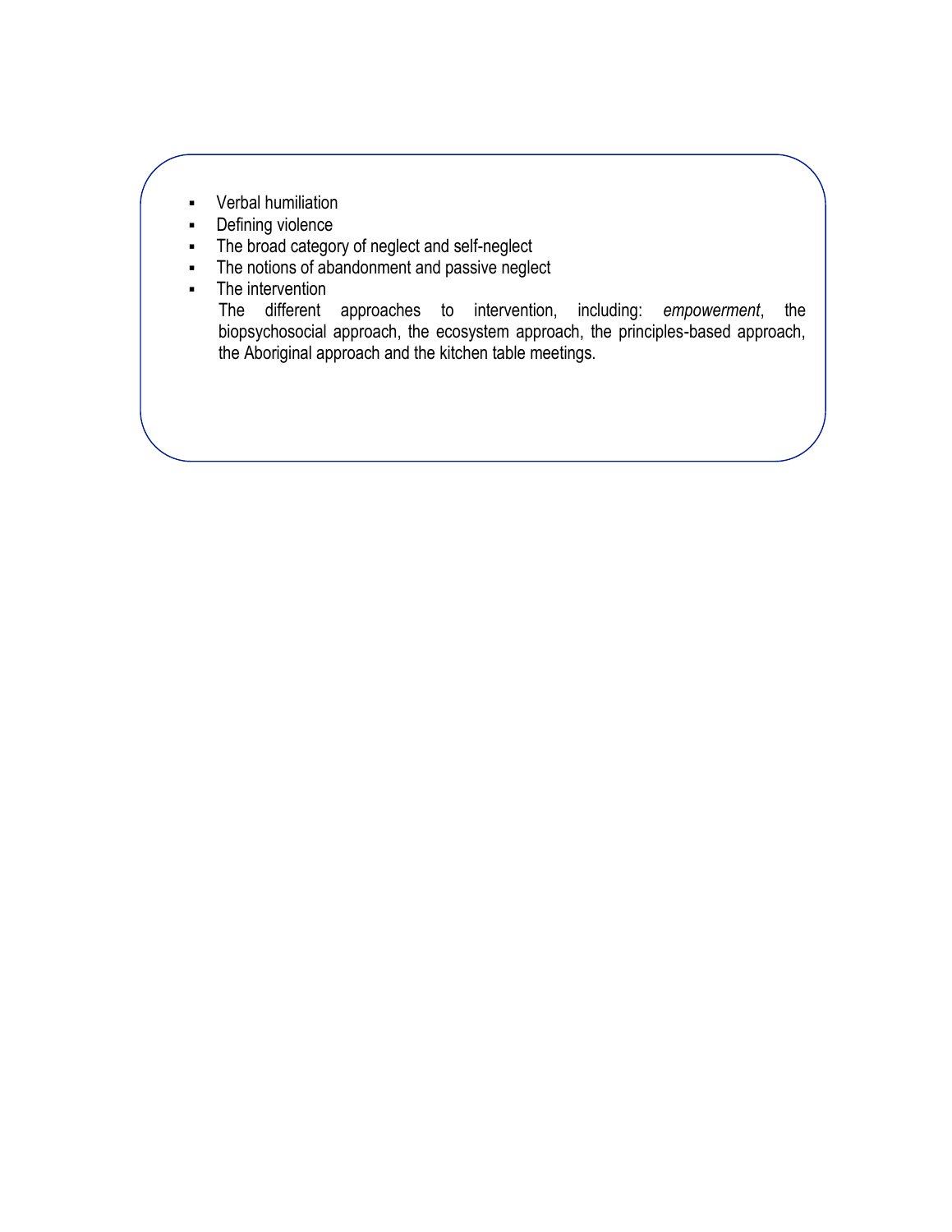- Verbal humiliation
- Defining violence
- The broad category of neglect and self-neglect
- The notions of abandonment and passive neglect
- The intervention

  The different approaches to intervention, including: *empowerment*, the biopsychosocial approach, the ecosystem approach, the principles-based approach, the Aboriginal approach and the kitchen table meetings.